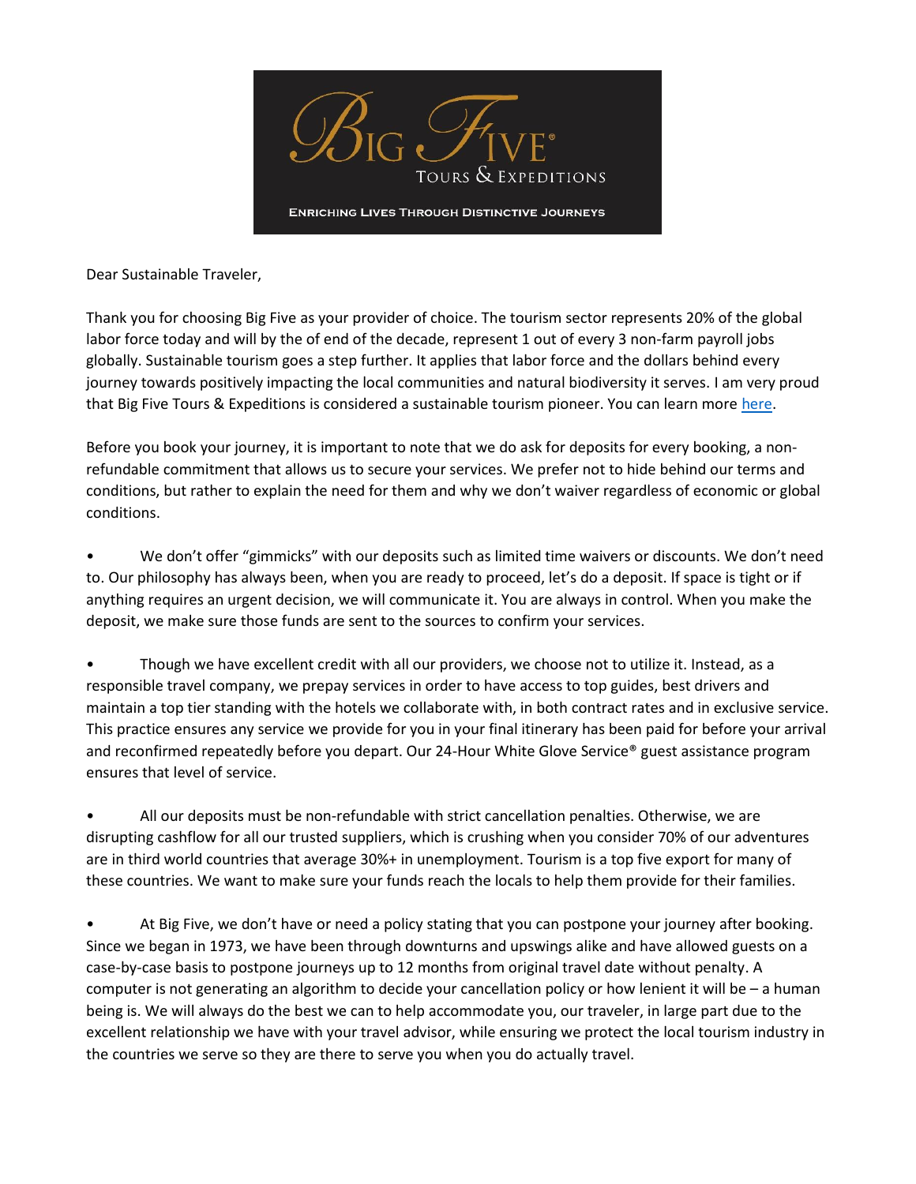Dear Sustainable Traveler,

Thank you for choosing Big Five as your provider of choice. The tourism sector represents 20% of the global labor force today and will by the of end of the decade, represent 1 out of every 3 non-farm payroll jobs globally. Sustainable tourism goes a step further. It applies that labor force and the dollars behind every journey towards positively impacting the local communities and natural biodiversity it serves. I am very proud that Big Five Tours & Expeditions is considered a sustainable tourism pioneer. You can learn more here.

Before you book your journey, it is important to note that we do ask for deposits for every booking, a non-refundable commitment that allows us to secure your services. We prefer not to hide behind our terms and conditions, but rather to explain the need for them and why we don't waiver regardless of economic or global conditions.

- We don't offer "gimmicks" with our deposits such as limited time waivers or discounts. We don't need to. Our philosophy has always been, when you are ready to proceed, let's do a deposit. If space is tight or if anything requires an urgent decision, we will communicate it. You are always in control. When you make the deposit, we make sure those funds are sent to the sources to confirm your services.

- Though we have excellent credit with all our providers, we choose not to utilize it. Instead, as a responsible travel company, we prepay services in order to have access to top guides, best drivers and maintain a top tier standing with the hotels we collaborate with, in both contract rates and in exclusive service. This practice ensures any service we provide for you in your final itinerary has been paid for before your arrival and reconfirmed repeatedly before you depart. Our 24-Hour White Glove Service® guest assistance program ensures that level of service.

- All our deposits must be non-refundable with strict cancellation penalties. Otherwise, we are disrupting cashflow for all our trusted suppliers, which is crushing when you consider 70% of our adventures are in third world countries that average 30%+ in unemployment. Tourism is a top five export for many of these countries. We want to make sure your funds reach the locals to help them provide for their families.

- At Big Five, we don't have or need a policy stating that you can postpone your journey after booking. Since we began in 1973, we have been through downturns and upswings alike and have allowed guests on a case-by-case basis to postpone journeys up to 12 months from original travel date without penalty. A computer is not generating an algorithm to decide your cancellation policy or how lenient it will be – a human being is. We will always do the best we can to help accommodate you, our traveler, in large part due to the excellent relationship we have with your travel advisor, while ensuring we protect the local tourism industry in the countries we serve so they are there to serve you when you do actually travel.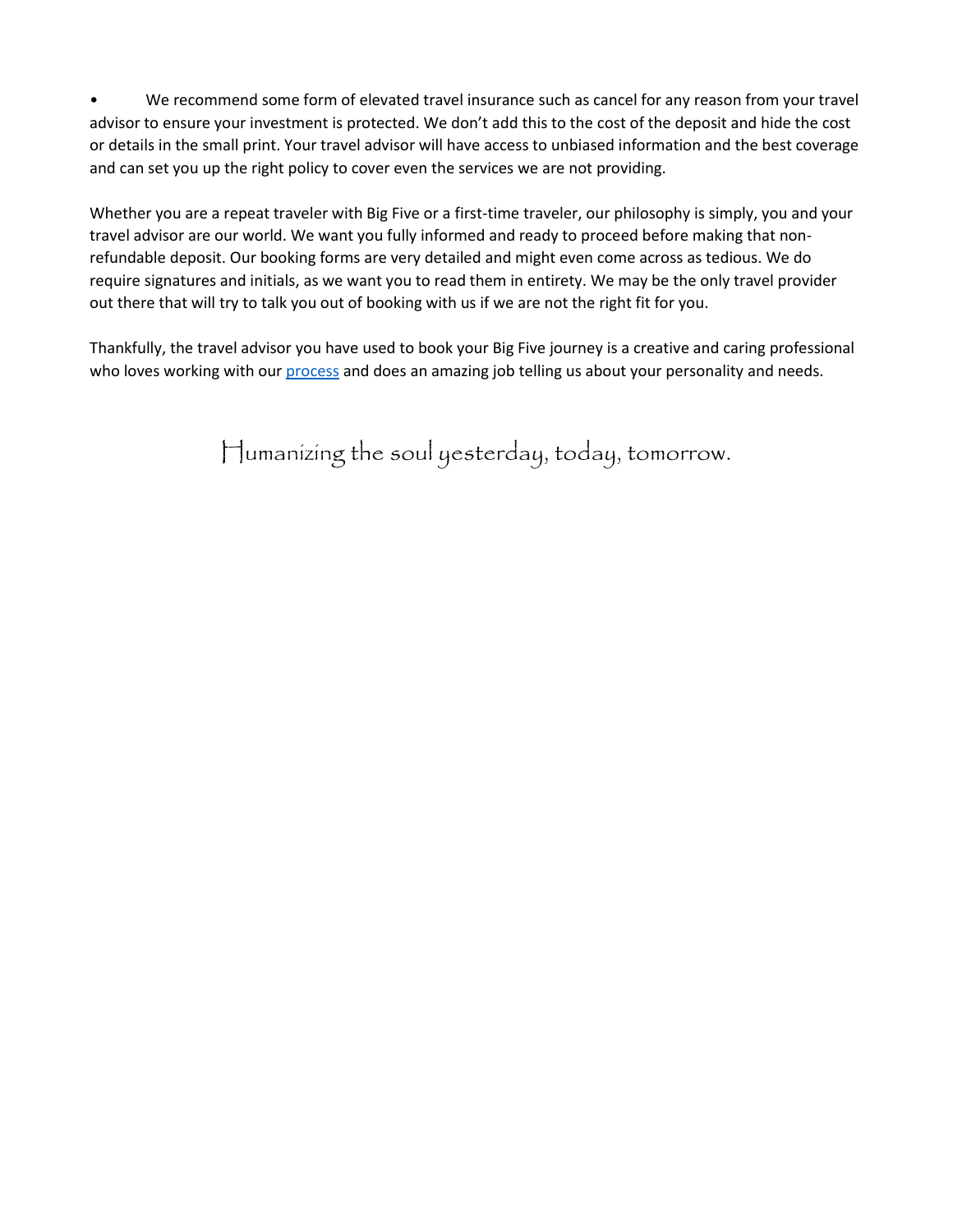- We recommend some form of elevated travel insurance such as cancel for any reason from your travel advisor to ensure your investment is protected. We don't add this to the cost of the deposit and hide the cost or details in the small print. Your travel advisor will have access to unbiased information and the best coverage and can set you up the right policy to cover even the services we are not providing.

Whether you are a repeat traveler with Big Five or a first-time traveler, our philosophy is simply, you and your travel advisor are our world. We want you fully informed and ready to proceed before making that non-refundable deposit. Our booking forms are very detailed and might even come across as tedious. We do require signatures and initials, as we want you to read them in entirety. We may be the only travel provider out there that will try to talk you out of booking with us if we are not the right fit for you.

Thankfully, the travel advisor you have used to book your Big Five journey is a creative and caring professional who loves working with our process and does an amazing job telling us about your personality and needs.

*Humanizing the soul yesterday, today, tomorrow.*